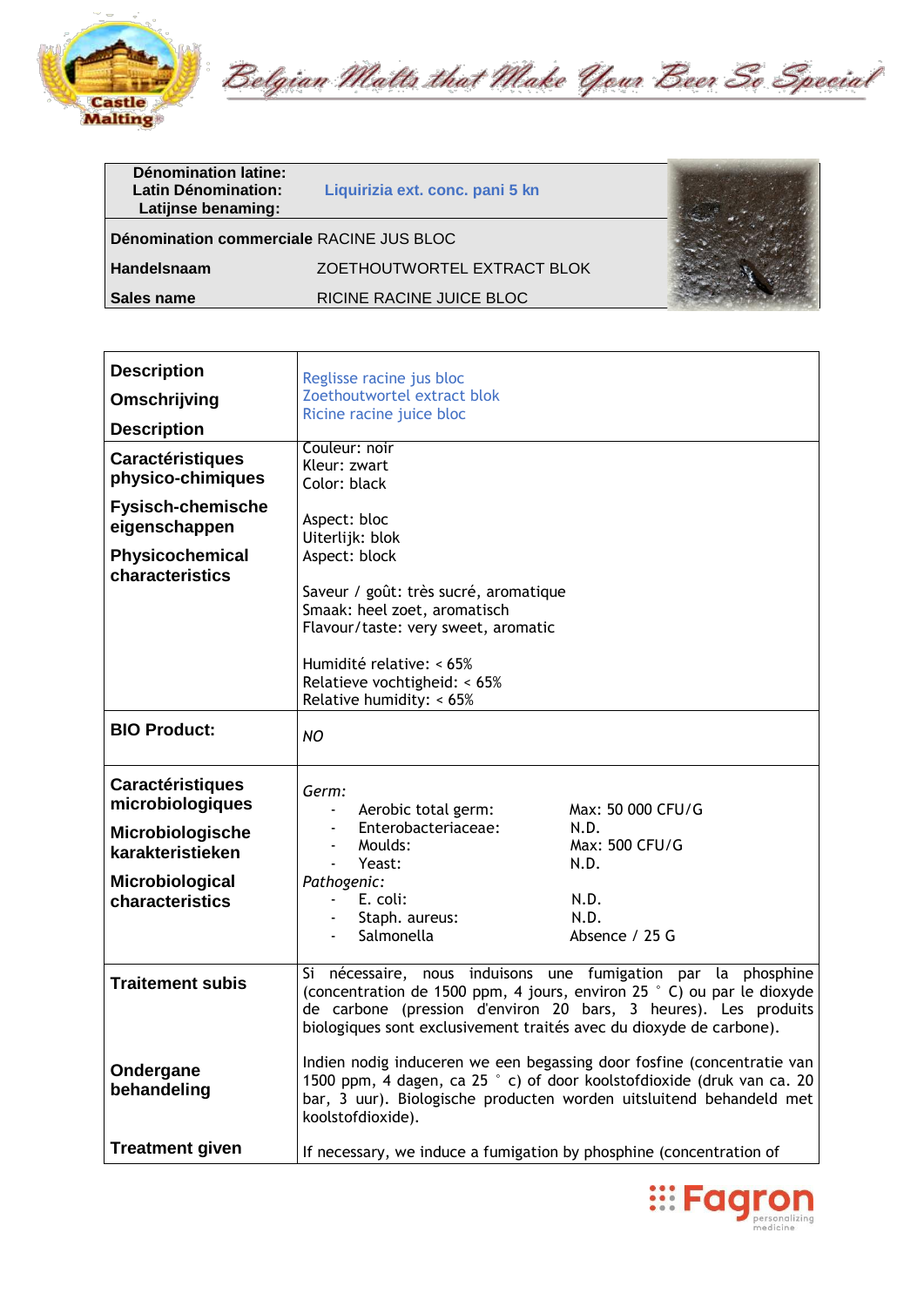| Dénomination latine: Latin Dénomination: Latijnse benaming: | Liquirizia ext. conc. pani 5 kn |
|---|---|
| **Dénomination commerciale** | RACINE JUS BLOC |
| **Handelsnaam** | ZOETHOUTWORTEL EXTRACT BLOK |
| **Sales name** | RICINE RACINE JUICE BLOC |

| | |
|---|---|
| **Description**<br>**Omschrijving**<br>**Description** | Reglisse racine jus bloc<br>Zoethoutwortel extract blok<br>Ricine racine juice bloc |
| **Caractéristiques physico-chimiques**<br>**Fysisch-chemische eigenschappen**<br>**Physicochemical characteristics** | Couleur: noir<br>Kleur: zwart<br>Color: black<br><br>Aspect: bloc<br>Uiterlijk: blok<br>Aspect: block<br><br>Saveur / goût: très sucré, aromatique<br>Smaak: heel zoet, aromatisch<br>Flavour/taste: very sweet, aromatic<br><br>Humidité relative: < 65%<br>Relatieve vochtigheid: < 65%<br>Relative humidity: < 65% |
| **BIO Product:** | *NO* |
| **Caractéristiques microbiologiques**<br>**Microbiologische karakteristieken**<br>**Microbiological characteristics** | *Germ:*<br>- Aerobic total germ: Max: 50 000 CFU/G<br>- Enterobacteriaceae: N.D.<br>- Moulds: Max: 500 CFU/G<br>- Yeast: N.D.<br>*Pathogenic:*<br>- E. coli: N.D.<br>- Staph. aureus: N.D.<br>- Salmonella Absence / 25 G |
| **Traitement subis**<br><br>**Ondergane behandeling**<br><br>**Treatment given** | Si nécessaire, nous induisons une fumigation par la phosphine (concentration de 1500 ppm, 4 jours, environ 25 ° C) ou par le dioxyde de carbone (pression d'environ 20 bars, 3 heures). Les produits biologiques sont exclusivement traités avec du dioxyde de carbone).<br><br>Indien nodig induceren we een begassing door fosfine (concentratie van 1500 ppm, 4 dagen, ca 25 ° c) of door koolstofdioxide (druk van ca. 20 bar, 3 uur). Biologische producten worden uitsluitend behandeld met koolstofdioxide).<br><br>If necessary, we induce a fumigation by phosphine (concentration of |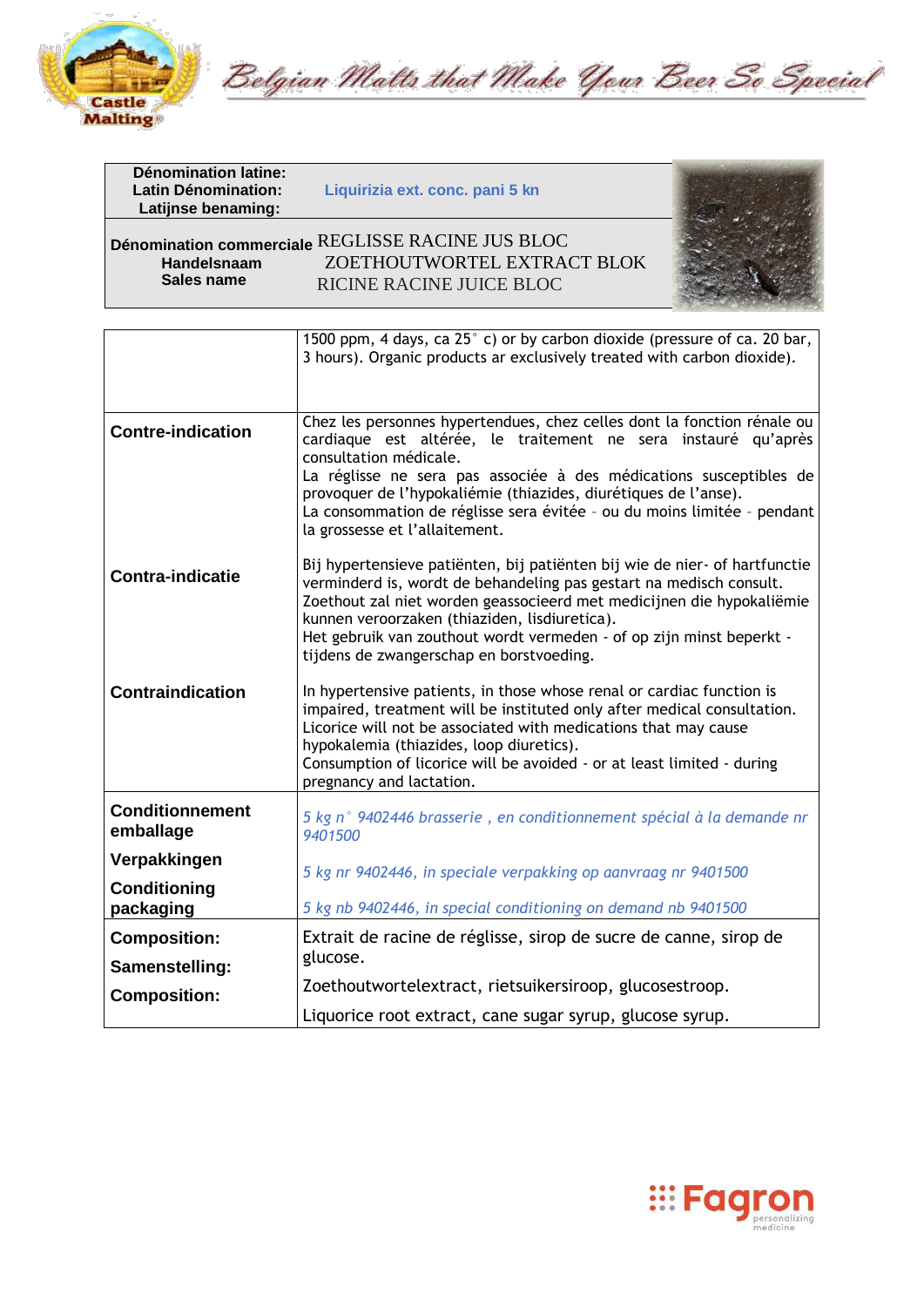| Dénomination latine: Latin Dénomination: Latijnse benaming: | Liquirizia ext. conc. pani 5 kn |
|---|---|
| Dénomination commerciale Handelsnaam Sales name | REGLISSE RACINE JUS BLOC ZOETHOUTWORTEL EXTRACT BLOK RICINE RACINE JUICE BLOC |

| | |
|---|---|
| | 1500 ppm, 4 days, ca 25° c) or by carbon dioxide (pressure of ca. 20 bar, 3 hours). Organic products ar exclusively treated with carbon dioxide). |
| **Contre-indication** | Chez les personnes hypertendues, chez celles dont la fonction rénale ou cardiaque est altérée, le traitement ne sera instauré qu'après consultation médicale.<br>La réglisse ne sera pas associée à des médications susceptibles de provoquer de l'hypokaliémie (thiazides, diurétiques de l'anse).<br>La consommation de réglisse sera évitée - ou du moins limitée - pendant la grossesse et l'allaitement. |
| **Contra-indicatie** | Bij hypertensieve patiënten, bij patiënten bij wie de nier- of hartfunctie verminderd is, wordt de behandeling pas gestart na medisch consult.<br>Zoethout zal niet worden geassocieerd met medicijnen die hypokaliëmie kunnen veroorzaken (thiaziden, lisdiuretica).<br>Het gebruik van zouthout wordt vermeden - of op zijn minst beperkt - tijdens de zwangerschap en borstvoeding. |
| **Contraindication** | In hypertensive patients, in those whose renal or cardiac function is impaired, treatment will be instituted only after medical consultation.<br>Licorice will not be associated with medications that may cause hypokalemia (thiazides, loop diuretics).<br>Consumption of licorice will be avoided - or at least limited - during pregnancy and lactation. |
| **Conditionnement emballage**<br>**Verpakkingen**<br>**Conditioning packaging** | *5 kg n° 9402446 brasserie , en conditionnement spécial à la demande nr 9401500*<br>*5 kg nr 9402446, in speciale verpakking op aanvraag nr 9401500*<br>*5 kg nb 9402446, in special conditioning on demand nb 9401500* |
| **Composition:**<br>**Samenstelling:**<br>**Composition:** | Extrait de racine de réglisse, sirop de sucre de canne, sirop de glucose.<br>Zoethoutwortelextract, rietsuikersiroop, glucosestroop.<br>Liquorice root extract, cane sugar syrup, glucose syrup. |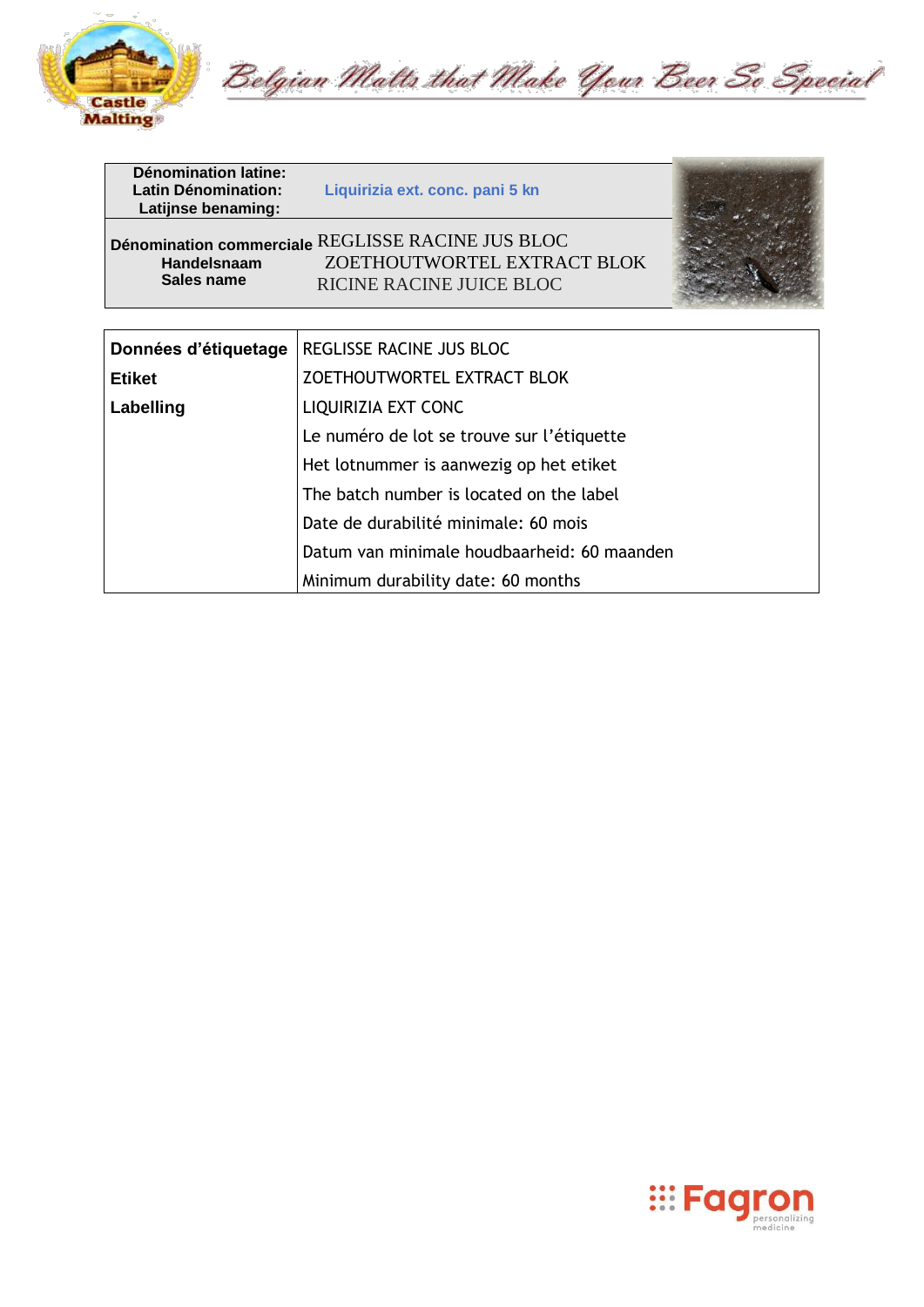| Dénomination latine: Latin Dénomination: Latijnse benaming: | Liquirizia ext. conc. pani 5 kn |
|---|---|
| Dénomination commerciale Handelsnaam Sales name | REGLISSE RACINE JUS BLOC ZOETHOUTWORTEL EXTRACT BLOK RICINE RACINE JUICE BLOC |

| Données d'étiquetage | REGLISSE RACINE JUS BLOC |
|---|---|
| Etiket | ZOETHOUTWORTEL EXTRACT BLOK |
| Labelling | LIQUIRIZIA EXT CONC |
| | Le numéro de lot se trouve sur l'étiquette |
| | Het lotnummer is aanwezig op het etiket |
| | The batch number is located on the label |
| | Date de durabilité minimale: 60 mois |
| | Datum van minimale houdbaarheid: 60 maanden |
| | Minimum durability date: 60 months |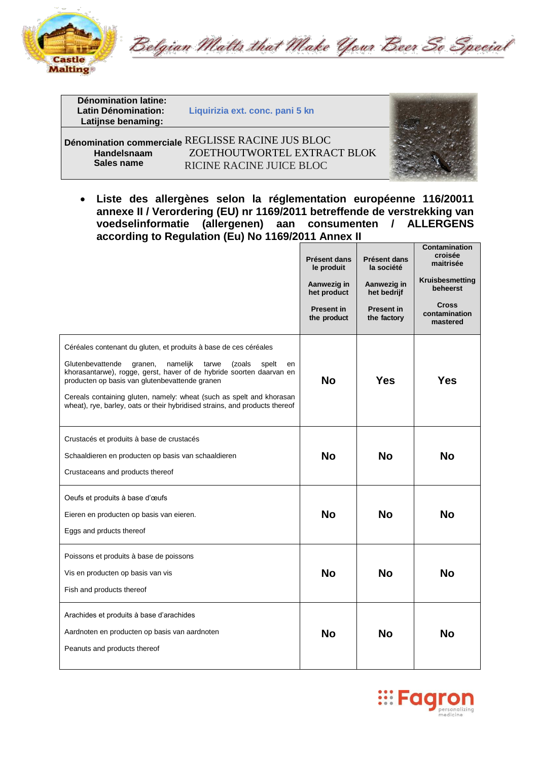Belgian Malts that Make Your Beer So Special

| Dénomination latine: Latin Dénomination: Latijnse benaming: | Liquirizia ext. conc. pani 5 kn |
| --- | --- |
| Dénomination commerciale Handelsnaam Sales name | REGLISSE RACINE JUS BLOC ZOETHOUTWORTEL EXTRACT BLOK RICINE RACINE JUICE BLOC |

- **Liste des allergènes selon la réglementation européenne 116/20011 annexe II / Verordering (EU) nr 1169/2011 betreffende de verstrekking van voedselinformatie (allergenen) aan consumenten / ALLERGENS according to Regulation (Eu) No 1169/2011 Annex II**

| | Présent dans le produit<br>Aanwezig in het product<br>Present in the product | Présent dans la société<br>Aanwezig in het bedrijf<br>Present in the factory | Contamination croisée maitrisée<br>Kruisbesmetting beheerst<br>Cross contamination mastered |
| --- | --- | --- | --- |
| Céréales contenant du gluten, et produits à base de ces céréales<br>Glutenbevattende granen, namelijk tarwe (zoals spelt en khorasantarwe), rogge, gerst, haver of de hybride soorten daarvan en producten op basis van glutenbevattende granen<br>Cereals containing gluten, namely: wheat (such as spelt and khorasan wheat), rye, barley, oats or their hybridised strains, and products thereof | **No** | **Yes** | **Yes** |
| Crustacés et produits à base de crustacés<br>Schaaldieren en producten op basis van schaaldieren<br>Crustaceans and products thereof | **No** | **No** | **No** |
| Oeufs et produits à base d'œufs<br>Eieren en producten op basis van eieren.<br>Eggs and prducts thereof | **No** | **No** | **No** |
| Poissons et produits à base de poissons<br>Vis en producten op basis van vis<br>Fish and products thereof | **No** | **No** | **No** |
| Arachides et produits à base d'arachides<br>Aardnoten en producten op basis van aardnoten<br>Peanuts and products thereof | **No** | **No** | **No** |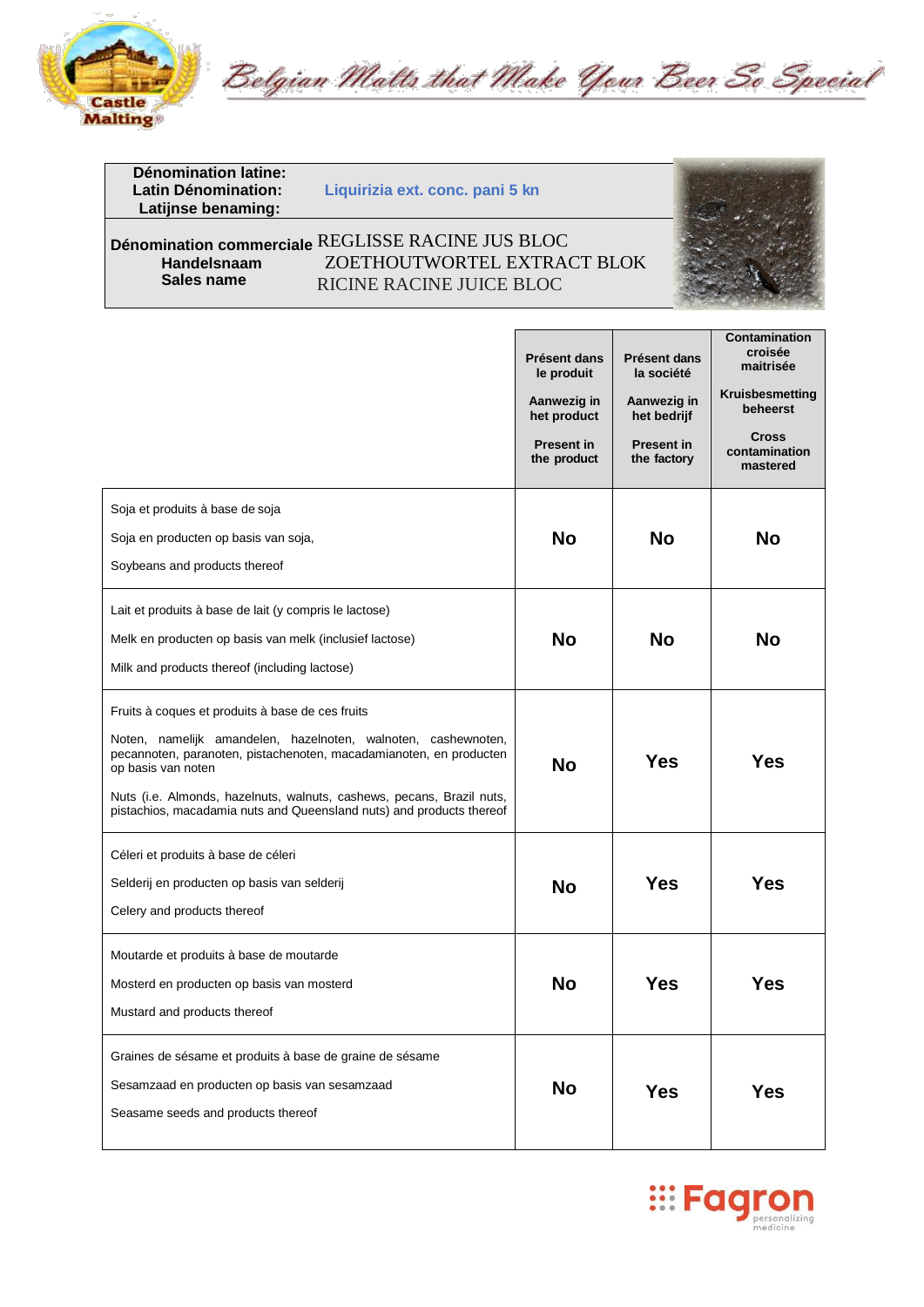| Dénomination latine: Latin Dénomination: Latijnse benaming: | Liquirizia ext. conc. pani 5 kn |
|---|---|
| Dénomination commerciale Handelsnaam Sales name | REGLISSE RACINE JUS BLOC ZOETHOUTWORTEL EXTRACT BLOK RICINE RACINE JUICE BLOC |

| | Présent dans le produit<br>Aanwezig in het product<br>Present in the product | Présent dans la société<br>Aanwezig in het bedrijf<br>Present in the factory | Contamination croisée maitrisée<br>Kruisbesmetting beheerst<br>Cross contamination mastered |
|---|---|---|---|
| Soja et produits à base de soja<br>Soja en producten op basis van soja,<br>Soybeans and products thereof | No | No | No |
| Lait et produits à base de lait (y compris le lactose)<br>Melk en producten op basis van melk (inclusief lactose)<br>Milk and products thereof (including lactose) | No | No | No |
| Fruits à coques et produits à base de ces fruits<br>Noten, namelijk amandelen, hazelnoten, walnoten, cashewnoten, pecannoten, paranoten, pistachenoten, macadamianoten, en producten op basis van noten<br>Nuts (i.e. Almonds, hazelnuts, walnuts, cashews, pecans, Brazil nuts, pistachios, macadamia nuts and Queensland nuts) and products thereof | No | Yes | Yes |
| Céleri et produits à base de céleri<br>Selderij en producten op basis van selderij<br>Celery and products thereof | No | Yes | Yes |
| Moutarde et produits à base de moutarde<br>Mosterd en producten op basis van mosterd<br>Mustard and products thereof | No | Yes | Yes |
| Graines de sésame et produits à base de graine de sésame<br>Sesamzaad en producten op basis van sesamzaad<br>Seasame seeds and products thereof | No | Yes | Yes |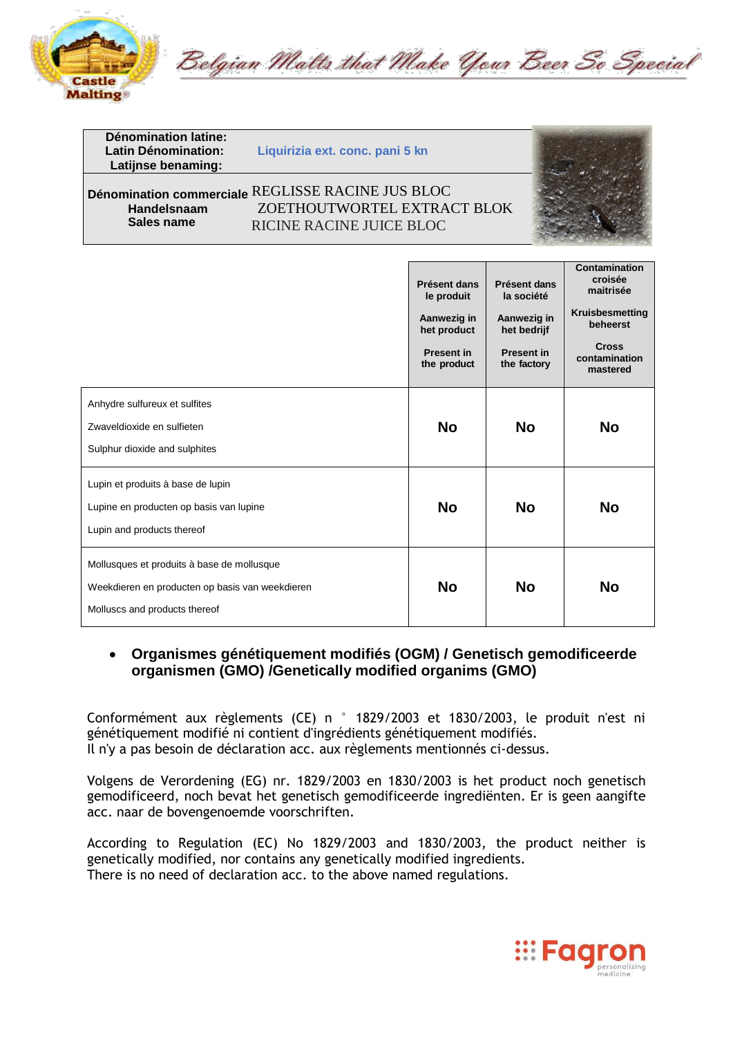| Dénomination latine: Latin Dénomination: Latijnse benaming: | Liquirizia ext. conc. pani 5 kn |
|---|---|
| Dénomination commerciale Handelsnaam Sales name | REGLISSE RACINE JUS BLOC ZOETHOUTWORTEL EXTRACT BLOK RICINE RACINE JUICE BLOC |

| | Présent dans le produit<br>Aanwezig in het product<br>Present in the product | Présent dans la société<br>Aanwezig in het bedrijf<br>Present in the factory | Contamination croisée maitrisée<br>Kruisbesmetting beheerst<br>Cross contamination mastered |
|---|---|---|---|
| Anhydre sulfureux et sulfites<br>Zwaveldioxide en sulfieten<br>Sulphur dioxide and sulphites | **No** | **No** | **No** |
| Lupin et produits à base de lupin<br>Lupine en producten op basis van lupine<br>Lupin and products thereof | **No** | **No** | **No** |
| Mollusques et produits à base de mollusque<br>Weekdieren en producten op basis van weekdieren<br>Molluscs and products thereof | **No** | **No** | **No** |

- **Organismes génétiquement modifiés (OGM) / Genetisch gemodificeerde organismen (GMO) /Genetically modified organims (GMO)**

Conformément aux règlements (CE) n ° 1829/2003 et 1830/2003, le produit n'est ni génétiquement modifié ni contient d'ingrédients génétiquement modifiés.
Il n'y a pas besoin de déclaration acc. aux règlements mentionnés ci-dessus.

Volgens de Verordening (EG) nr. 1829/2003 en 1830/2003 is het product noch genetisch gemodificeerd, noch bevat het genetisch gemodificeerde ingrediënten. Er is geen aangifte acc. naar de bovengenoemde voorschriften.

According to Regulation (EC) No 1829/2003 and 1830/2003, the product neither is genetically modified, nor contains any genetically modified ingredients.
There is no need of declaration acc. to the above named regulations.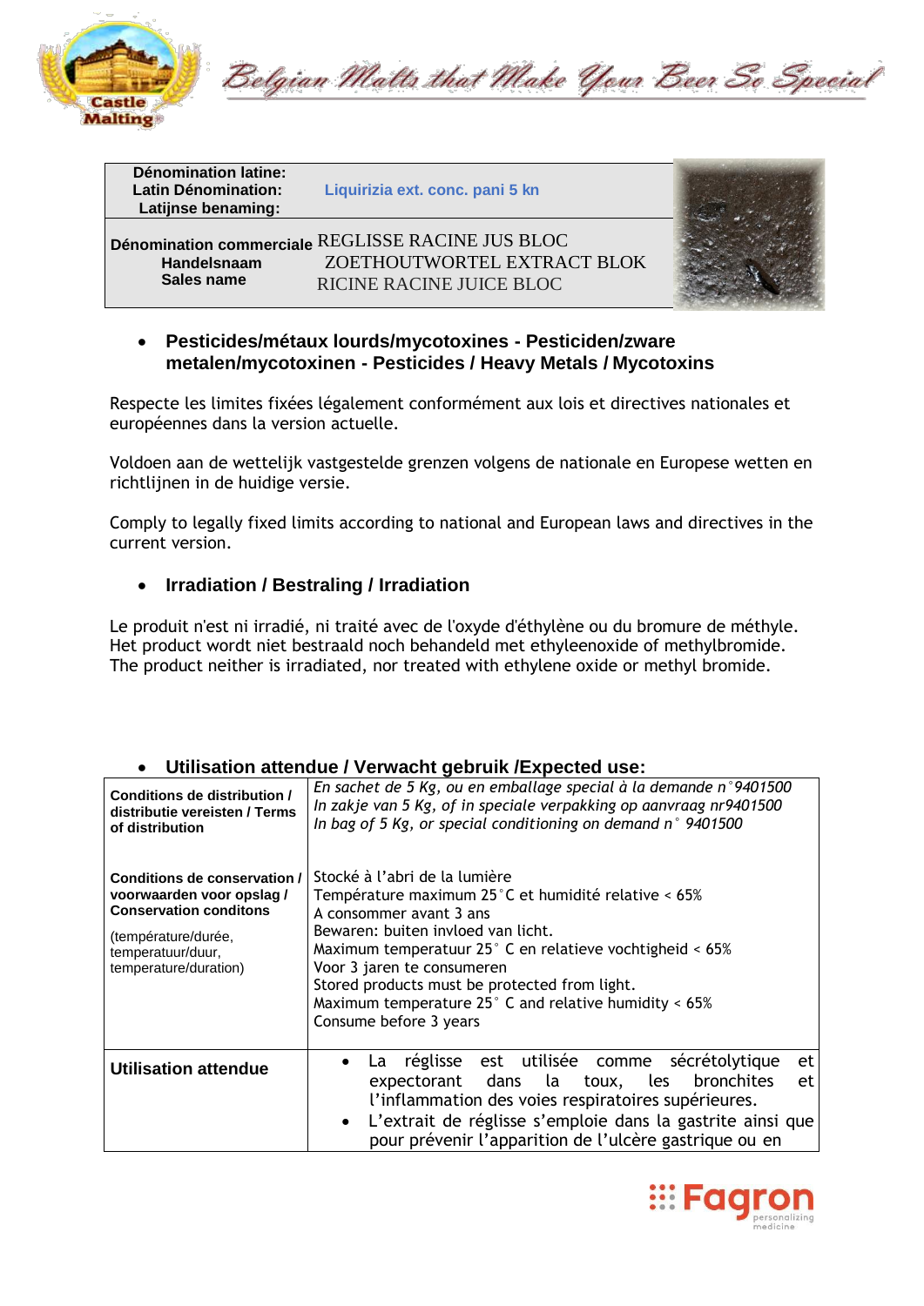| Dénomination latine: Latin Dénomination: Latijnse benaming: | Liquirizia ext. conc. pani 5 kn |
|---|---|
| Dénomination commerciale Handelsnaam Sales name | REGLISSE RACINE JUS BLOC ZOETHOUTWORTEL EXTRACT BLOK RICINE RACINE JUICE BLOC |

- **Pesticides/métaux lourds/mycotoxines - Pesticiden/zware metalen/mycotoxinen - Pesticides / Heavy Metals / Mycotoxins**

Respecte les limites fixées légalement conformément aux lois et directives nationales et européennes dans la version actuelle.

Voldoen aan de wettelijk vastgestelde grenzen volgens de nationale en Europese wetten en richtlijnen in de huidige versie.

Comply to legally fixed limits according to national and European laws and directives in the current version.

- **Irradiation / Bestraling / Irradiation**

Le produit n'est ni irradié, ni traité avec de l'oxyde d'éthylène ou du bromure de méthyle.
Het product wordt niet bestraald noch behandeld met ethyleenoxide of methylbromide.
The product neither is irradiated, nor treated with ethylene oxide or methyl bromide.

- **Utilisation attendue / Verwacht gebruik /Expected use:**

| | |
|---|---|
| **Conditions de distribution / distributie vereisten / Terms of distribution** | *En sachet de 5 Kg, ou en emballage special à la demande n°9401500*<br>*In zakje van 5 Kg, of in speciale verpakking op aanvraag nr9401500*<br>*In bag of 5 Kg, or special conditioning on demand n° 9401500* |
| **Conditions de conservation / voorwaarden voor opslag / Conservation conditons**<br>(température/durée, temperatuur/duur, temperature/duration) | Stocké à l'abri de la lumière<br>Température maximum 25°C et humidité relative < 65%<br>A consommer avant 3 ans<br>Bewaren: buiten invloed van licht.<br>Maximum temperatuur 25° C en relatieve vochtigheid < 65%<br>Voor 3 jaren te consumeren<br>Stored products must be protected from light.<br>Maximum temperature 25° C and relative humidity < 65%<br>Consume before 3 years |
| **Utilisation attendue** | • La réglisse est utilisée comme sécrétolytique et expectorant dans la toux, les bronchites et l'inflammation des voies respiratoires supérieures.<br>• L'extrait de réglisse s'emploie dans la gastrite ainsi que pour prévenir l'apparition de l'ulcère gastrique ou en |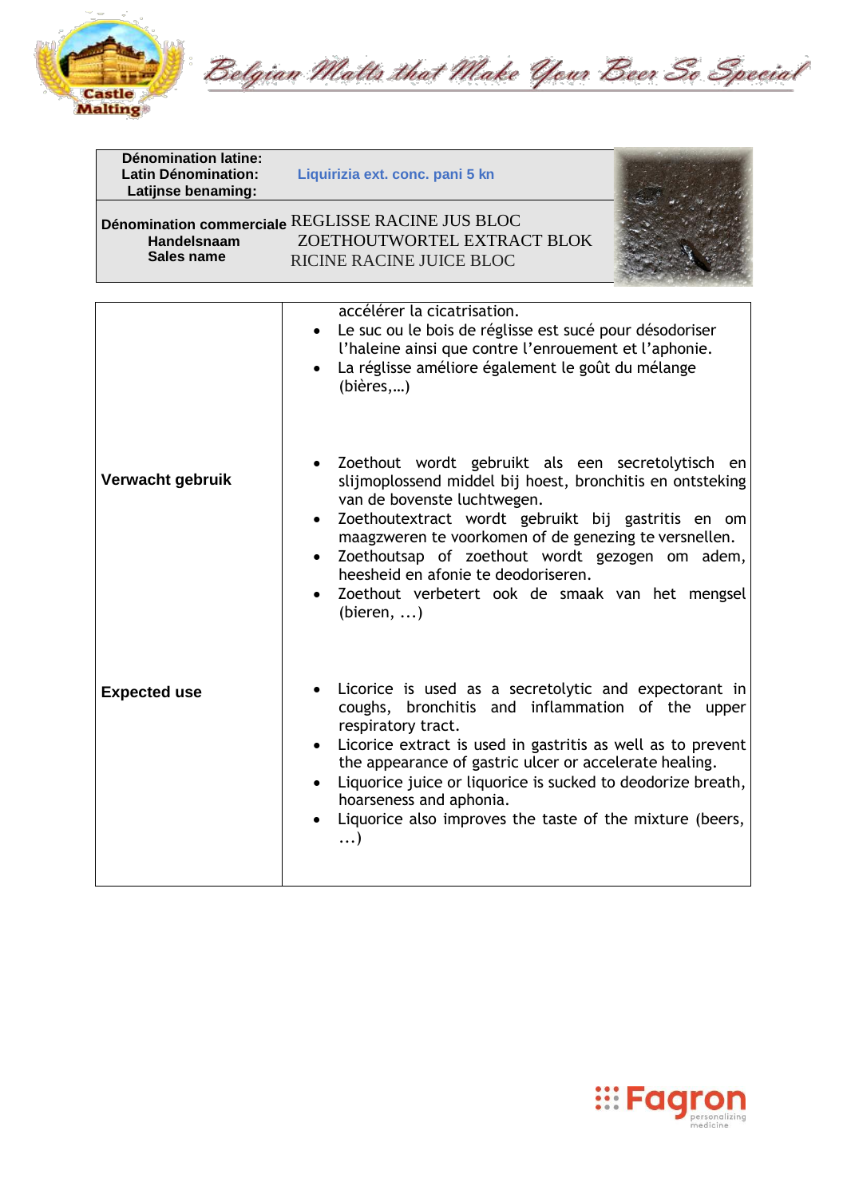| Dénomination latine:<br>Latin Dénomination:<br>Latijnse benaming: | Liquirizia ext. conc. pani 5 kn |
| --- | --- |
| Dénomination commerciale<br>Handelsnaam<br>Sales name | REGLISSE RACINE JUS BLOC<br>ZOETHOUTWORTEL EXTRACT BLOK<br>RICINE RACINE JUICE BLOC |

| | |
| --- | --- |
| | accélérer la cicatrisation.<br>• Le suc ou le bois de réglisse est sucé pour désodoriser l'haleine ainsi que contre l'enrouement et l'aphonie.<br>• La réglisse améliore également le goût du mélange (bières,…) |
| **Verwacht gebruik** | • Zoethout wordt gebruikt als een secretolytisch en slijmoplossend middel bij hoest, bronchitis en ontsteking van de bovenste luchtwegen.<br>• Zoethoutextract wordt gebruikt bij gastritis en om maagzweren te voorkomen of de genezing te versnellen.<br>• Zoethoutsap of zoethout wordt gezogen om adem, heesheid en afonie te deodoriseren.<br>• Zoethout verbetert ook de smaak van het mengsel (bieren, …) |
| **Expected use** | • Licorice is used as a secretolytic and expectorant in coughs, bronchitis and inflammation of the upper respiratory tract.<br>• Licorice extract is used in gastritis as well as to prevent the appearance of gastric ulcer or accelerate healing.<br>• Liquorice juice or liquorice is sucked to deodorize breath, hoarseness and aphonia.<br>• Liquorice also improves the taste of the mixture (beers, …) |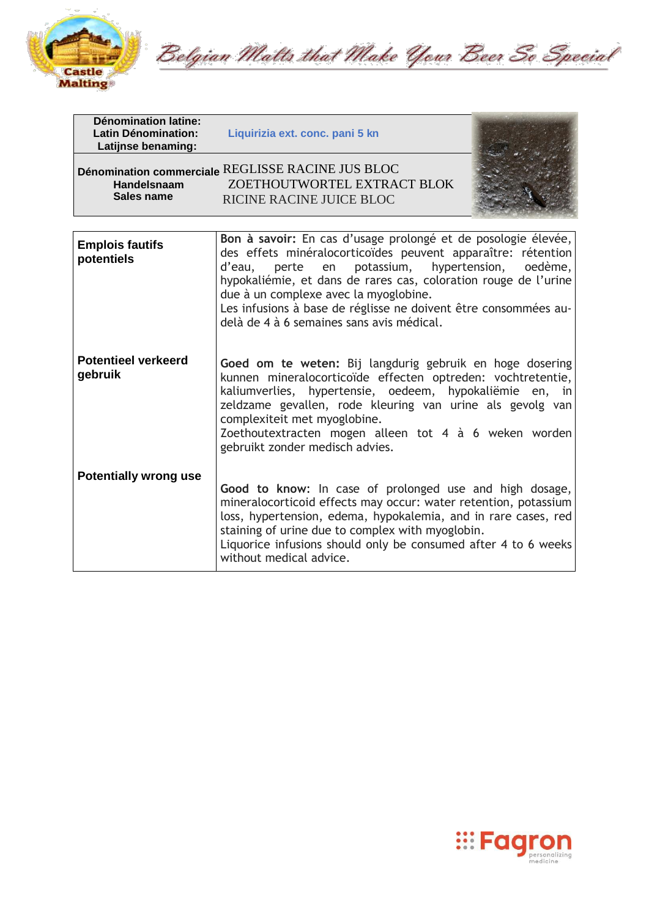| Dénomination latine: Latin Dénomination: Latijnse benaming: | Liquirizia ext. conc. pani 5 kn |
|---|---|
| Dénomination commerciale Handelsnaam Sales name | REGLISSE RACINE JUS BLOC ZOETHOUTWORTEL EXTRACT BLOK RICINE RACINE JUICE BLOC |

| | |
|---|---|
| **Emplois fautifs potentiels** | **Bon à savoir:** En cas d'usage prolongé et de posologie élevée, des effets minéralocorticoïdes peuvent apparaître: rétention d'eau, perte en potassium, hypertension, oedème, hypokaliémie, et dans de rares cas, coloration rouge de l'urine due à un complexe avec la myoglobine. Les infusions à base de réglisse ne doivent être consommées au-delà de 4 à 6 semaines sans avis médical. |
| **Potentieel verkeerd gebruik** | **Goed om te weten:** Bij langdurig gebruik en hoge dosering kunnen mineralocorticoïde effecten optreden: vochtretentie, kaliumverlies, hypertensie, oedeem, hypokaliëmie en, in zeldzame gevallen, rode kleuring van urine als gevolg van complexiteit met myoglobine. Zoethoutextracten mogen alleen tot 4 à 6 weken worden gebruikt zonder medisch advies. |
| **Potentially wrong use** | **Good to know:** In case of prolonged use and high dosage, mineralocorticoid effects may occur: water retention, potassium loss, hypertension, edema, hypokalemia, and in rare cases, red staining of urine due to complex with myoglobin. Liquorice infusions should only be consumed after 4 to 6 weeks without medical advice. |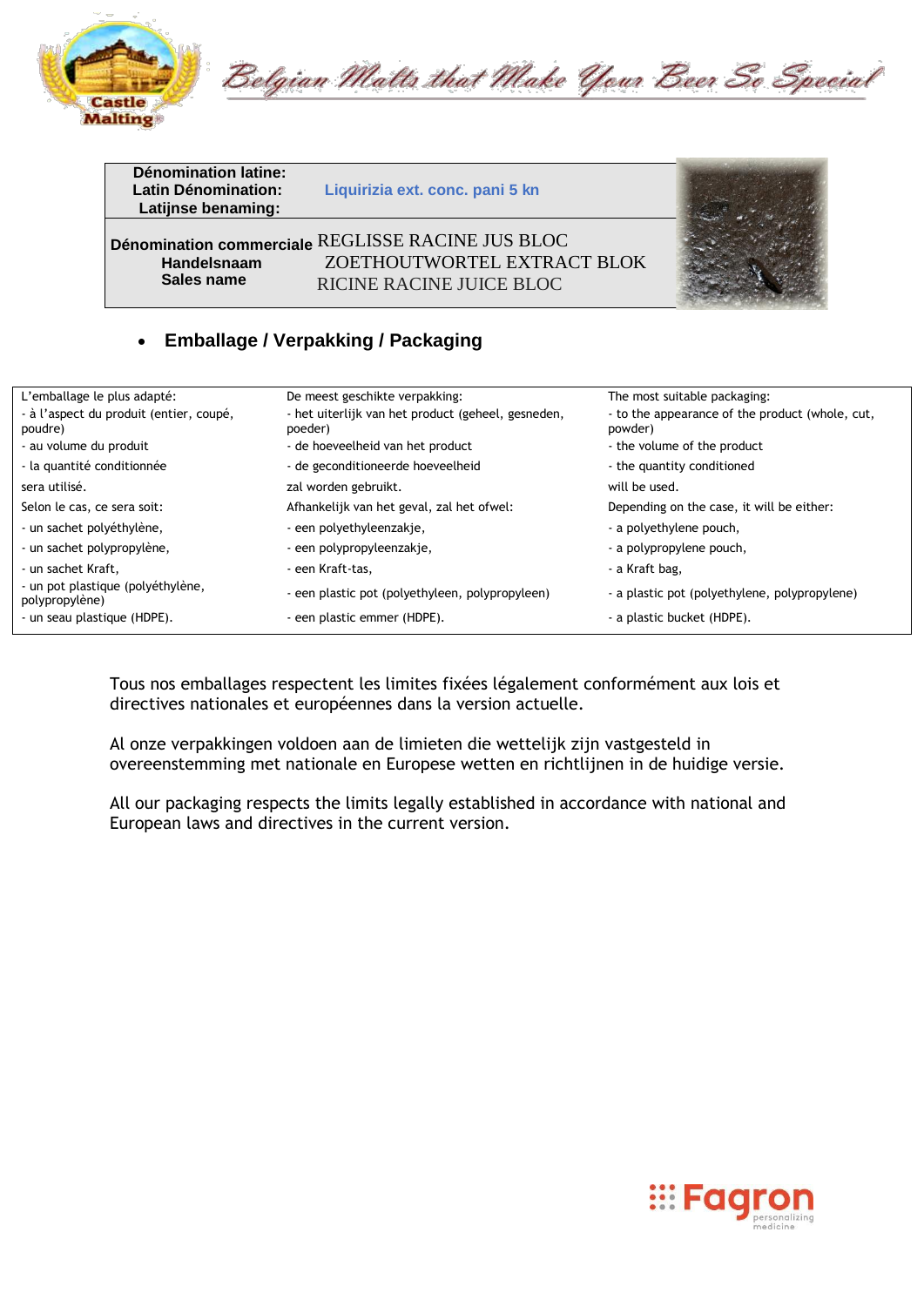| | |
|---|---|
| **Dénomination latine:** **Latin Dénomination:** **Latijnse benaming:** | **Liquirizia ext. conc. pani 5 kn** |
| **Dénomination commerciale** **Handelsnaam** **Sales name** | REGLISSE RACINE JUS BLOC ZOETHOUTWORTEL EXTRACT BLOK RICINE RACINE JUICE BLOC |

- **Emballage / Verpakking / Packaging**

| | | |
|---|---|---|
| L'emballage le plus adapté: | De meest geschikte verpakking: | The most suitable packaging: |
| - à l'aspect du produit (entier, coupé, poudre) | - het uiterlijk van het product (geheel, gesneden, poeder) | - to the appearance of the product (whole, cut, powder) |
| - au volume du produit | - de hoeveelheid van het product | - the volume of the product |
| - la quantité conditionnée | - de geconditioneerde hoeveelheid | - the quantity conditioned |
| sera utilisé. | zal worden gebruikt. | will be used. |
| Selon le cas, ce sera soit: | Afhankelijk van het geval, zal het ofwel: | Depending on the case, it will be either: |
| - un sachet polyéthylène, | - een polyethyleenzakje, | - a polyethylene pouch, |
| - un sachet polypropylène, | - een polypropyleenzakje, | - a polypropylene pouch, |
| - un sachet Kraft, | - een Kraft-tas, | - a Kraft bag, |
| - un pot plastique (polyéthylène, polypropylène) | - een plastic pot (polyethyleen, polypropyleen) | - a plastic pot (polyethylene, polypropylene) |
| - un seau plastique (HDPE). | - een plastic emmer (HDPE). | - a plastic bucket (HDPE). |

Tous nos emballages respectent les limites fixées légalement conformément aux lois et directives nationales et européennes dans la version actuelle.

Al onze verpakkingen voldoen aan de limieten die wettelijk zijn vastgesteld in overeenstemming met nationale en Europese wetten en richtlijnen in de huidige versie.

All our packaging respects the limits legally established in accordance with national and European laws and directives in the current version.